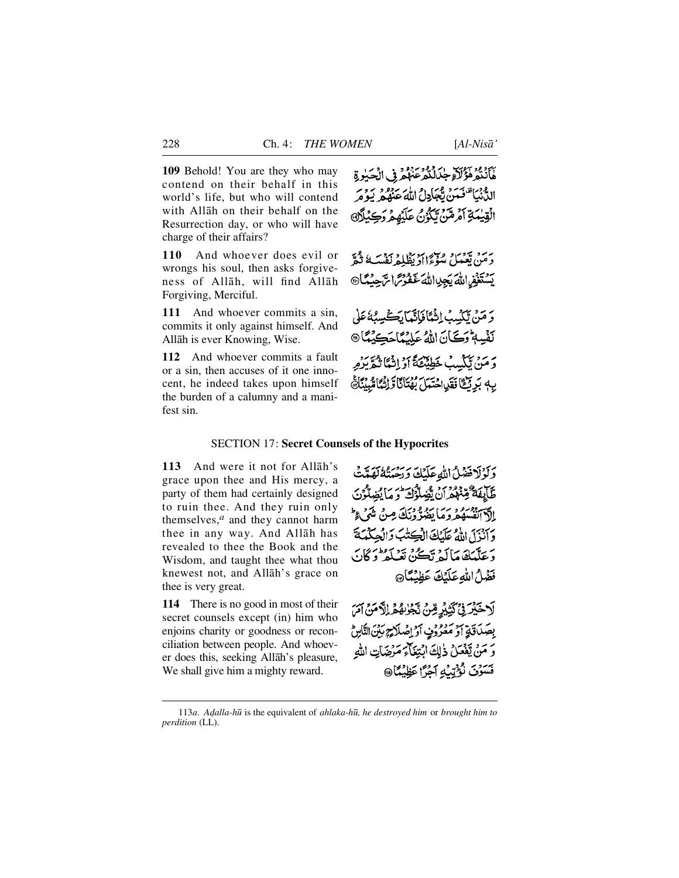**109** Behold! You are they who may contend on their behalf in this world's life, but who will contend with Allāh on their behalf on the Resurrection day, or who will have charge of their affairs?

هَاَنۡتُمۡ هٰۤؤُلَآءِ جٰدَلۡتُمۡ عَنۡهُمۡ فِی الۡحَیٰوۃِ الدُّنۡیَا ۟ فَمَنۡ یُّجَادِلُ اللّٰہَ عَنۡهُمۡ یَوۡمَ الۡقِیٰمَۃِ اَمۡ مَّنۡ یَّکُوۡنُ عَلَیۡهِمۡ وَکِیۡلًا ﴿۱۰۹﴾

**110** And whoever does evil or wrongs his soul, then asks forgiveness of Allāh, will find Allāh Forgiving, Merciful.

وَ مَنۡ یَّعۡمَلۡ سُوۡٓءًا اَوۡ یَظۡلِمۡ نَفۡسَهٗ ثُمَّ یَسۡتَغۡفِرِ اللّٰہَ یَجِدِ اللّٰہَ غَفُوۡرًا رَّحِیۡمًا ﴿۱۱۰﴾

**111** And whoever commits a sin, commits it only against himself. And Allāh is ever Knowing, Wise.

وَ مَنۡ یَّکۡسِبۡ اِثۡمًا فَاِنَّمَا یَکۡسِبُهٗ عَلٰی نَفۡسِهٖ ؕ وَ کَانَ اللّٰہُ عَلِیۡمًا حَکِیۡمًا ﴿۱۱۱﴾

**112** And whoever commits a fault or a sin, then accuses of it one innocent, he indeed takes upon himself the burden of a calumny and a manifest sin.

وَ مَنۡ یَّکۡسِبۡ خَطِیۡٓـَٔۃً اَوۡ اِثۡمًا ثُمَّ یَرۡمِ بِهٖ بَرِیۡٓــًٔا فَقَدِ احۡتَمَلَ بُهۡتَانًا وَّ اِثۡمًا مُّبِیۡنًا ﴿۱۱۲﴾

## SECTION 17: **Secret Counsels of the Hypocrites**

**113** And were it not for Allāh's grace upon thee and His mercy, a party of them had certainly designed to ruin thee. And they ruin only themselves,[a] and they cannot harm thee in any way. And Allāh has revealed to thee the Book and the Wisdom, and taught thee what thou knewest not, and Allāh's grace on thee is very great.

وَ لَوۡ لَا فَضۡلُ اللّٰہِ عَلَیۡکَ وَ رَحۡمَتُهٗ لَهَمَّتۡ طَّآئِفَۃٌ مِّنۡهُمۡ اَنۡ یُّضِلُّوۡکَ ؕ وَ مَا یُضِلُّوۡنَ اِلَّاۤ اَنۡفُسَهُمۡ وَ مَا یَضُرُّوۡنَکَ مِنۡ شَیۡءٍ ؕ وَ اَنۡزَلَ اللّٰہُ عَلَیۡکَ الۡکِتٰبَ وَ الۡحِکۡمَۃَ وَ عَلَّمَکَ مَا لَمۡ تَکُنۡ تَعۡلَمُ ؕ وَ کَانَ فَضۡلُ اللّٰہِ عَلَیۡکَ عَظِیۡمًا ﴿۱۱۳﴾

**114** There is no good in most of their secret counsels except (in) him who enjoins charity or goodness or reconciliation between people. And whoever does this, seeking Allāh's pleasure, We shall give him a mighty reward.

لَا خَیۡرَ فِیۡ کَثِیۡرٍ مِّنۡ نَّجۡوٰىهُمۡ اِلَّا مَنۡ اَمَرَ بِصَدَقَۃٍ اَوۡ مَعۡرُوۡفٍ اَوۡ اِصۡلَاحٍۭ بَیۡنَ النَّاسِ ؕ وَ مَنۡ یَّفۡعَلۡ ذٰلِکَ ابۡتِغَآءَ مَرۡضَاتِ اللّٰہِ فَسَوۡفَ نُؤۡتِیۡهِ اَجۡرًا عَظِیۡمًا ﴿۱۱۴﴾

---

113*a*. *Aḍalla-hū* is the equivalent of *ahlaka-hū, he destroyed him* or *brought him to perdition* (LL).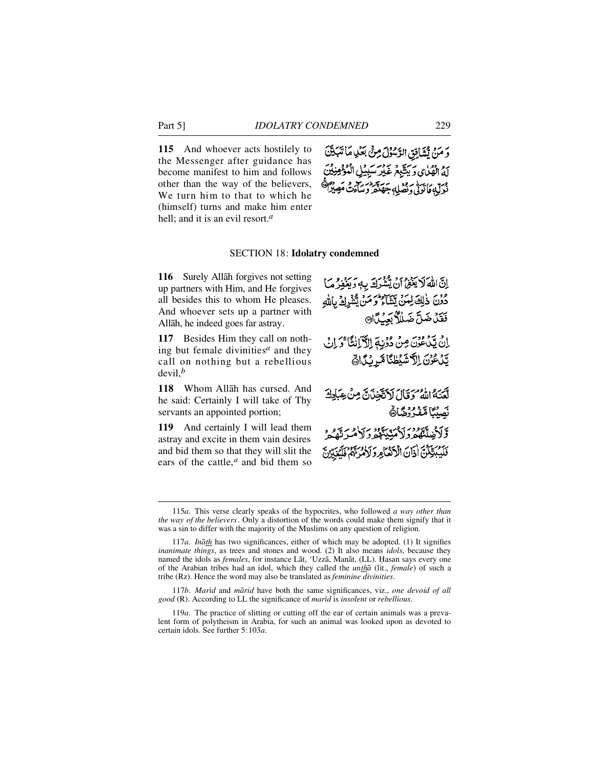**115** And whoever acts hostilely to the Messenger after guidance has become manifest to him and follows other than the way of the believers, We turn him to that to which he (himself) turns and make him enter hell; and it is an evil resort.[a]

وَمَنْ يُّشَاقِقِ الرَّسُوْلَ مِنْۢ بَعْدِ مَا تَبَيَّنَ لَهُ الْهُدٰى وَيَتَّبِعْ غَيْرَ سَبِيْلِ الْمُؤْمِنِيْنَ نُوَلِّهٖ مَا تَوَلّٰى وَنُصْلِهٖ جَهَنَّمَ ۗ وَسَآءَتْ مَصِيْرًا ﴿۱۱۵﴾

## SECTION 18: Idolatry condemned

**116** Surely Allāh forgives not setting up partners with Him, and He forgives all besides this to whom He pleases. And whoever sets up a partner with Allāh, he indeed goes far astray.

اِنَّ اللّٰهَ لَا يَغْفِرُ اَنْ يُّشْرَكَ بِهٖ وَيَغْفِرُ مَا دُوْنَ ذٰلِكَ لِمَنْ يَّشَآءُ ۗ وَمَنْ يُّشْرِكْ بِاللّٰهِ فَقَدْ ضَلَّ ضَلٰلًاۢ بَعِيْدًا ﴿۱۱۶﴾

**117** Besides Him they call on nothing but female divinities[a] and they call on nothing but a rebellious devil,[b]

اِنْ يَّدْعُوْنَ مِنْ دُوْنِهٖۤ اِلَّاۤ اِنٰثًا ۚ وَاِنْ يَّدْعُوْنَ اِلَّا شَيْطٰنًا مَّرِيْدًا ﴿۱۱۷﴾

**118** Whom Allāh has cursed. And he said: Certainly I will take of Thy servants an appointed portion;

لَّعَنَهُ اللّٰهُ ۘ وَقَالَ لَاَتَّخِذَنَّ مِنْ عِبَادِكَ نَصِيْبًا مَّفْرُوْضًا ﴿۱۱۸﴾

**119** And certainly I will lead them astray and excite in them vain desires and bid them so that they will slit the ears of the cattle,[a] and bid them so

وَّلَاُضِلَّنَّهُمْ وَلَاُمَنِّيَنَّهُمْ وَلَاٰمُرَنَّهُمْ فَلَيُبَتِّكُنَّ اٰذَانَ الْاَنْعَامِ وَلَاٰمُرَنَّهُمْ فَلَيُغَيِّرُنَّ

---

115*a*. This verse clearly speaks of the hypocrites, who followed *a way other than the way of the believers*. Only a distortion of the words could make them signify that it was a sin to differ with the majority of the Muslims on any question of religion.

117*a*. *Ināth* has two significances, either of which may be adopted. (1) It signifies *inanimate things*, as trees and stones and wood. (2) It also means *idols*, because they named the idols as *females*, for instance Lāt, 'Uzzā, Manāt, (LL). Ḥasan says every one of the Arabian tribes had an idol, which they called the *unthā* (lit., *female*) of such a tribe (Rz). Hence the word may also be translated as *feminine divinities*.

117*b*. *Marīd* and *mārid* have both the same significances, viz., *one devoid of all good* (R). According to LL the significance of *marīd* is *insolent* or *rebellious*.

119*a*. The practice of slitting or cutting off the ear of certain animals was a prevalent form of polytheism in Arabia, for such an animal was looked upon as devoted to certain idols. See further 5:103*a*.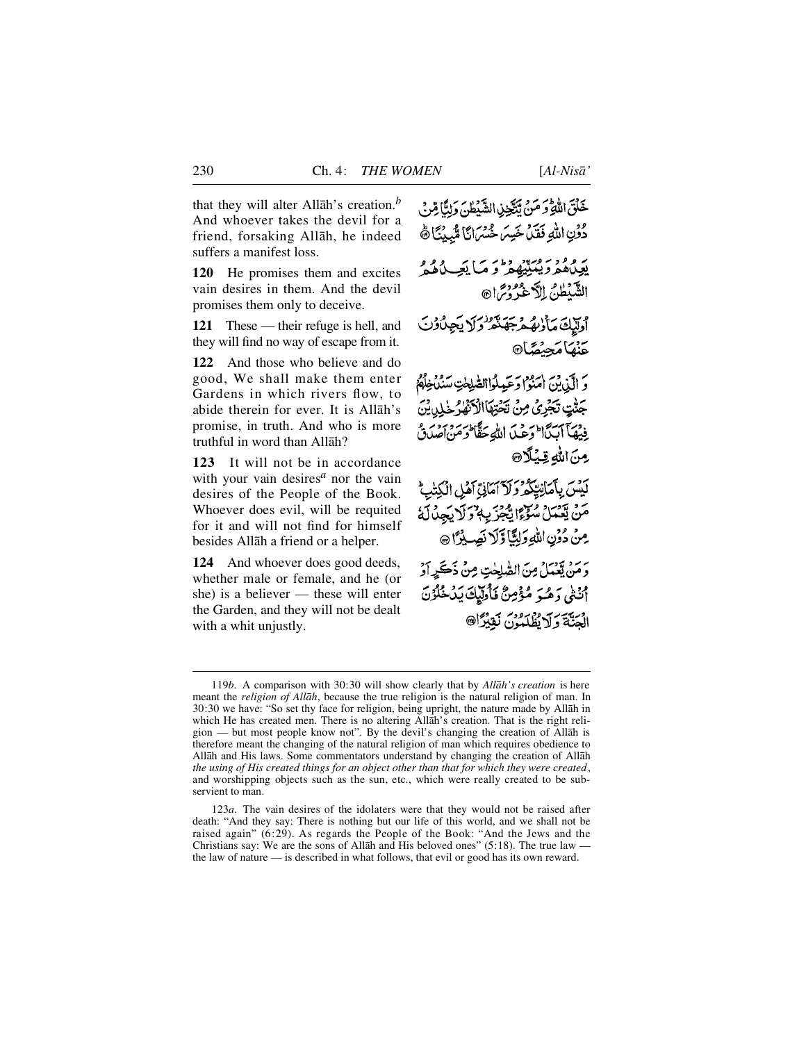that they will alter Allāh's creation.[b] And whoever takes the devil for a friend, forsaking Allāh, he indeed suffers a manifest loss.

خَلْقَ اللّٰهِ ؕ وَ مَنۡ یَّتَّخِذِ الشَّیۡطٰنَ وَلِیًّا مِّنۡ دُوۡنِ اللّٰهِ فَقَدۡ خَسِرَ خُسۡرَانًا مُّبِیۡنًا ﴿۱۱۹﴾

**120** He promises them and excites vain desires in them. And the devil promises them only to deceive.

یَعِدُهُمۡ وَ یُمَنِّیۡهِمۡ ؕ وَ مَا یَعِدُهُمُ الشَّیۡطٰنُ اِلَّا غُرُوۡرًا ﴿۱۲۰﴾

**121** These — their refuge is hell, and they will find no way of escape from it.

اُولٰٓئِکَ مَاۡوٰىهُمۡ جَهَنَّمُ ۫ وَ لَا یَجِدُوۡنَ عَنۡهَا مَحِیۡصًا ﴿۱۲۱﴾

**122** And those who believe and do good, We shall make them enter Gardens in which rivers flow, to abide therein for ever. It is Allāh's promise, in truth. And who is more truthful in word than Allāh?

وَ الَّذِیۡنَ اٰمَنُوۡا وَ عَمِلُوا الصّٰلِحٰتِ سَنُدۡخِلُهُمۡ جَنّٰتٍ تَجۡرِیۡ مِنۡ تَحۡتِهَا الۡاَنۡهٰرُ خٰلِدِیۡنَ فِیۡهَاۤ اَبَدًا ؕ وَعۡدَ اللّٰهِ حَقًّا ؕ وَ مَنۡ اَصۡدَقُ مِنَ اللّٰهِ قِیۡلًا ﴿۱۲۲﴾

**123** It will not be in accordance with your vain desires[a] nor the vain desires of the People of the Book. Whoever does evil, will be requited for it and will not find for himself besides Allāh a friend or a helper.

لَیۡسَ بِاَمَانِیِّکُمۡ وَ لَاۤ اَمَانِیِّ اَهۡلِ الۡکِتٰبِ ؕ مَنۡ یَّعۡمَلۡ سُوۡٓءًا یُّجۡزَ بِهٖ ۙ وَ لَا یَجِدۡ لَهٗ مِنۡ دُوۡنِ اللّٰهِ وَلِیًّا وَّ لَا نَصِیۡرًا ﴿۱۲۳﴾

**124** And whoever does good deeds, whether male or female, and he (or she) is a believer — these will enter the Garden, and they will not be dealt with a whit unjustly.

وَ مَنۡ یَّعۡمَلۡ مِنَ الصّٰلِحٰتِ مِنۡ ذَکَرٍ اَوۡ اُنۡثٰی وَ هُوَ مُؤۡمِنٌ فَاُولٰٓئِکَ یَدۡخُلُوۡنَ الۡجَنَّةَ وَ لَا یُظۡلَمُوۡنَ نَقِیۡرًا ﴿۱۲۴﴾

---

119*b*. A comparison with 30:30 will show clearly that by *Allāh's creation* is here meant the *religion of Allāh*, because the true religion is the natural religion of man. In 30:30 we have: "So set thy face for religion, being upright, the nature made by Allāh in which He has created men. There is no altering Allāh's creation. That is the right religion — but most people know not". By the devil's changing the creation of Allāh is therefore meant the changing of the natural religion of man which requires obedience to Allāh and His laws. Some commentators understand by changing the creation of Allāh *the using of His created things for an object other than that for which they were created*, and worshipping objects such as the sun, etc., which were really created to be subservient to man.

123*a*. The vain desires of the idolaters were that they would not be raised after death: "And they say: There is nothing but our life of this world, and we shall not be raised again" (6:29). As regards the People of the Book: "And the Jews and the Christians say: We are the sons of Allāh and His beloved ones" (5:18). The true law — the law of nature — is described in what follows, that evil or good has its own reward.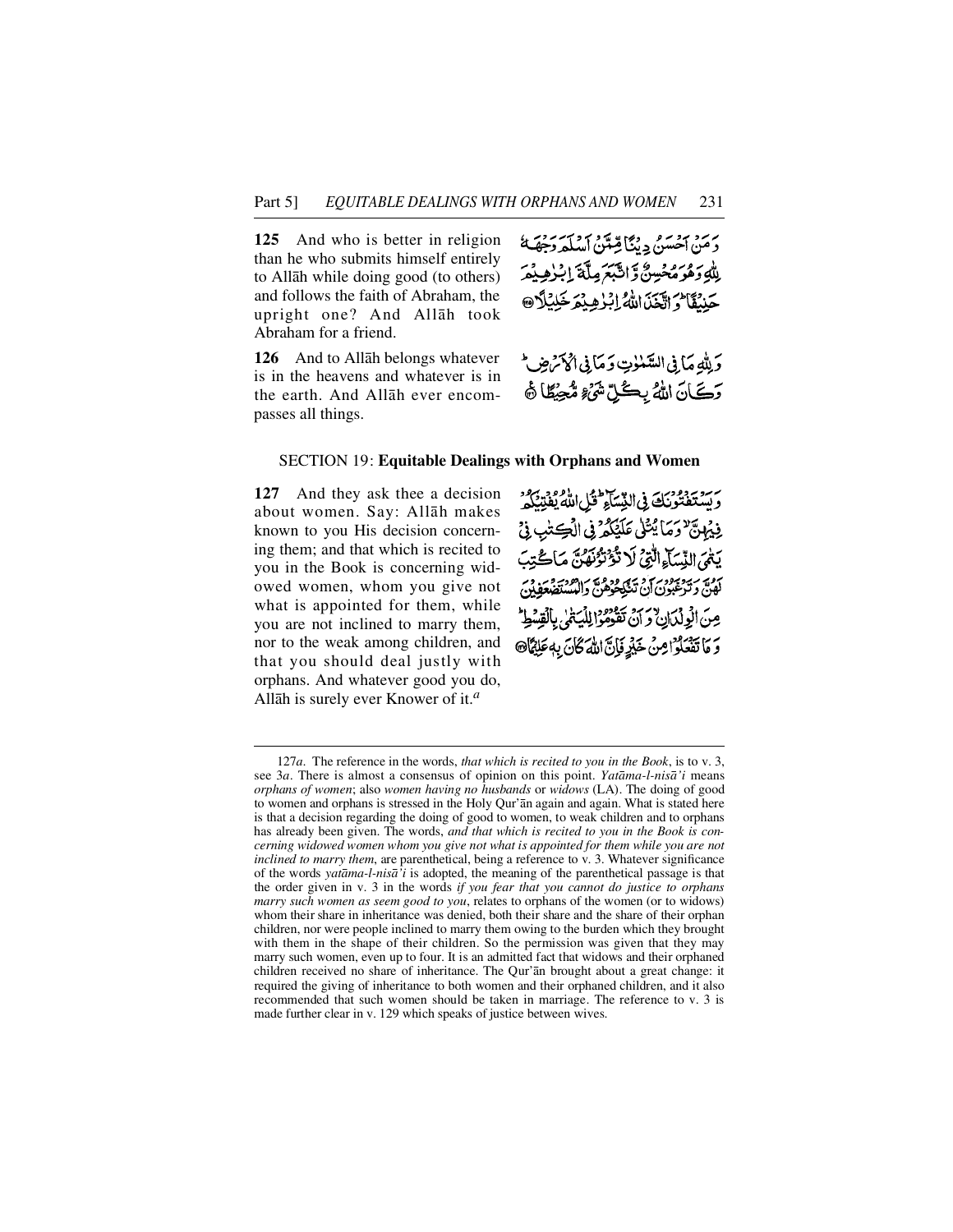**125** And who is better in religion than he who submits himself entirely to Allāh while doing good (to others) and follows the faith of Abraham, the upright one? And Allāh took Abraham for a friend.

وَمَنْ أَحْسَنُ دِينًا مِّمَّنْ أَسْلَمَ وَجْهَهُ لِلَّهِ وَهُوَ مُحْسِنٌ وَاتَّبَعَ مِلَّةَ إِبْرَاهِيمَ حَنِيفًا ۗ وَاتَّخَذَ اللَّهُ إِبْرَاهِيمَ خَلِيلًا ﴿١٢٥﴾

**126** And to Allāh belongs whatever is in the heavens and whatever is in the earth. And Allāh ever encompasses all things.

وَلِلَّهِ مَا فِي السَّمَاوَاتِ وَمَا فِي الْأَرْضِ ۚ وَكَانَ اللَّهُ بِكُلِّ شَيْءٍ مُّحِيطًا ﴿١٢٦﴾

## SECTION 19: **Equitable Dealings with Orphans and Women**

**127** And they ask thee a decision about women. Say: Allāh makes known to you His decision concerning them; and that which is recited to you in the Book is concerning widowed women, whom you give not what is appointed for them, while you are not inclined to marry them, nor to the weak among children, and that you should deal justly with orphans. And whatever good you do, Allāh is surely ever Knower of it.[a]

وَيَسْتَفْتُونَكَ فِي النِّسَاءِ ۖ قُلِ اللَّهُ يُفْتِيكُمْ فِيهِنَّ وَمَا يُتْلَىٰ عَلَيْكُمْ فِي الْكِتَابِ فِي يَتَامَى النِّسَاءِ اللَّاتِي لَا تُؤْتُونَهُنَّ مَا كُتِبَ لَهُنَّ وَتَرْغَبُونَ أَن تَنكِحُوهُنَّ وَالْمُسْتَضْعَفِينَ مِنَ الْوِلْدَانِ وَأَن تَقُومُوا لِلْيَتَامَىٰ بِالْقِسْطِ ۚ وَمَا تَفْعَلُوا مِنْ خَيْرٍ فَإِنَّ اللَّهَ كَانَ بِهِ عَلِيمًا ﴿١٢٧﴾

---

127*a*. The reference in the words, *that which is recited to you in the Book*, is to v. 3, see 3*a*. There is almost a consensus of opinion on this point. *Yatāma-l-nisā'i* means *orphans of women*; also *women having no husbands* or *widows* (LA). The doing of good to women and orphans is stressed in the Holy Qur'ān again and again. What is stated here is that a decision regarding the doing of good to women, to weak children and to orphans has already been given. The words, *and that which is recited to you in the Book is concerning widowed women whom you give not what is appointed for them while you are not inclined to marry them*, are parenthetical, being a reference to v. 3. Whatever significance of the words *yatāma-l-nisā'i* is adopted, the meaning of the parenthetical passage is that the order given in v. 3 in the words *if you fear that you cannot do justice to orphans marry such women as seem good to you*, relates to orphans of the women (or to widows) whom their share in inheritance was denied, both their share and the share of their orphan children, nor were people inclined to marry them owing to the burden which they brought with them in the shape of their children. So the permission was given that they may marry such women, even up to four. It is an admitted fact that widows and their orphaned children received no share of inheritance. The Qur'ān brought about a great change: it required the giving of inheritance to both women and their orphaned children, and it also recommended that such women should be taken in marriage. The reference to v. 3 is made further clear in v. 129 which speaks of justice between wives.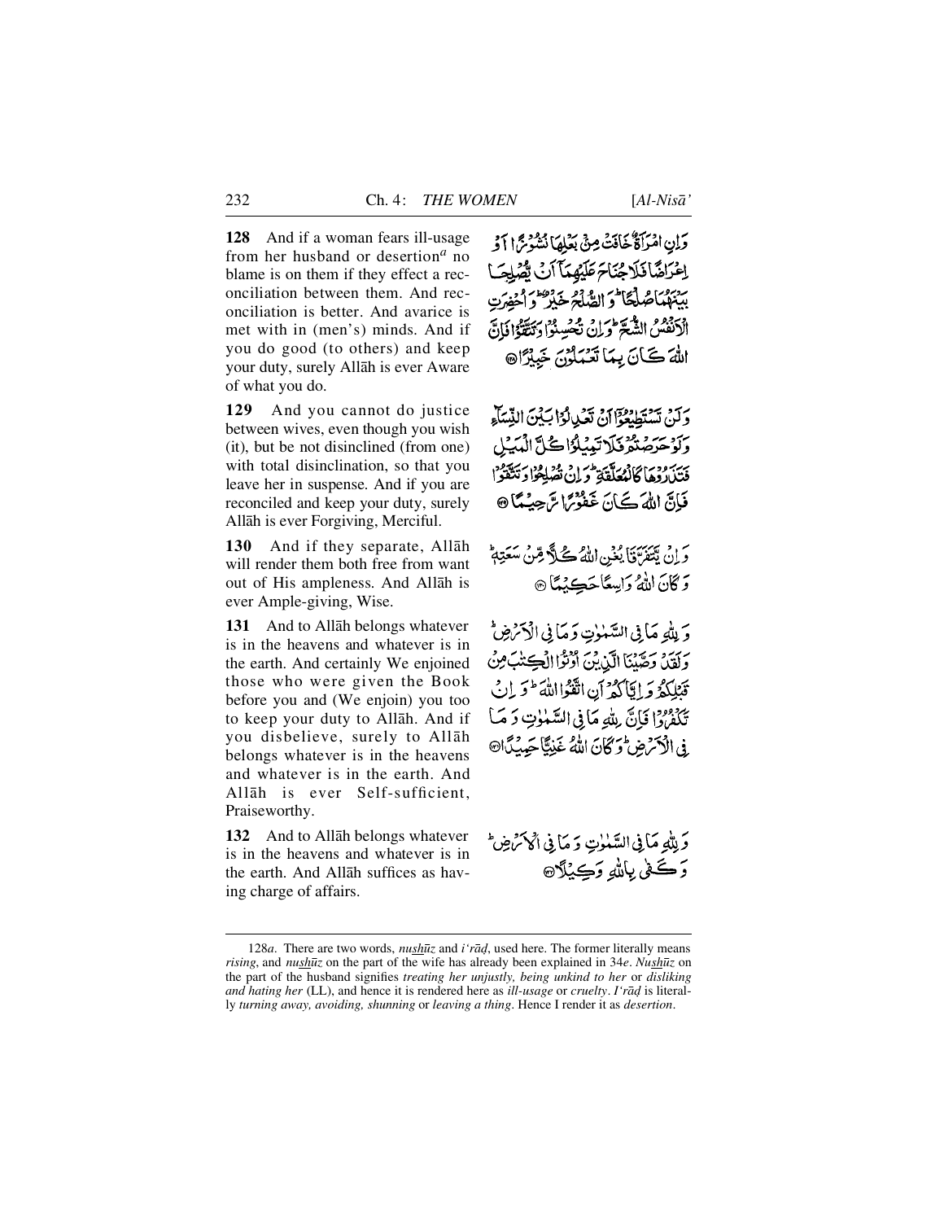**128** And if a woman fears ill-usage from her husband or desertion[a] no blame is on them if they effect a reconciliation between them. And reconciliation is better. And avarice is met with in (men's) minds. And if you do good (to others) and keep your duty, surely Allāh is ever Aware of what you do.

وَإِنِ امْرَأَةٌ خَافَتْ مِنْ بَعْلِهَا نُشُوزًا أَوْ إِعْرَاضًا فَلَا جُنَاحَ عَلَيْهِمَا أَنْ يُصْلِحَا بَيْنَهُمَا صُلْحًا ۚ وَالصُّلْحُ خَيْرٌ ۗ وَأُحْضِرَتِ الْأَنْفُسُ الشُّحَّ ۚ وَإِنْ تُحْسِنُوا وَتَتَّقُوا فَإِنَّ اللَّهَ كَانَ بِمَا تَعْمَلُونَ خَبِيرًا ﴿١٢٨﴾

**129** And you cannot do justice between wives, even though you wish (it), but be not disinclined (from one) with total disinclination, so that you leave her in suspense. And if you are reconciled and keep your duty, surely Allāh is ever Forgiving, Merciful.

وَلَنْ تَسْتَطِيعُوا أَنْ تَعْدِلُوا بَيْنَ النِّسَاءِ وَلَوْ حَرَصْتُمْ ۖ فَلَا تَمِيلُوا كُلَّ الْمَيْلِ فَتَذَرُوهَا كَالْمُعَلَّقَةِ ۚ وَإِنْ تُصْلِحُوا وَتَتَّقُوا فَإِنَّ اللَّهَ كَانَ غَفُورًا رَحِيمًا ﴿١٢٩﴾

**130** And if they separate, Allāh will render them both free from want out of His ampleness. And Allāh is ever Ample-giving, Wise.

وَإِنْ يَتَفَرَّقَا يُغْنِ اللَّهُ كُلًّا مِنْ سَعَتِهِ ۚ وَكَانَ اللَّهُ وَاسِعًا حَكِيمًا ﴿١٣٠﴾

**131** And to Allāh belongs whatever is in the heavens and whatever is in the earth. And certainly We enjoined those who were given the Book before you and (We enjoin) you too to keep your duty to Allāh. And if you disbelieve, surely to Allāh belongs whatever is in the heavens and whatever is in the earth. And Allāh is ever Self-sufficient, Praiseworthy.

وَلِلَّهِ مَا فِي السَّمَاوَاتِ وَمَا فِي الْأَرْضِ ۗ وَلَقَدْ وَصَّيْنَا الَّذِينَ أُوتُوا الْكِتَابَ مِنْ قَبْلِكُمْ وَإِيَّاكُمْ أَنِ اتَّقُوا اللَّهَ ۚ وَإِنْ تَكْفُرُوا فَإِنَّ لِلَّهِ مَا فِي السَّمَاوَاتِ وَمَا فِي الْأَرْضِ ۚ وَكَانَ اللَّهُ غَنِيًّا حَمِيدًا ﴿١٣١﴾

**132** And to Allāh belongs whatever is in the heavens and whatever is in the earth. And Allāh suffices as having charge of affairs.

وَلِلَّهِ مَا فِي السَّمَاوَاتِ وَمَا فِي الْأَرْضِ ۚ وَكَفَىٰ بِاللَّهِ وَكِيلًا ﴿١٣٢﴾

---

128*a*. There are two words, *nushūz* and *i'rāḍ*, used here. The former literally means *rising*, and *nushūz* on the part of the wife has already been explained in 34*e*. *Nushūz* on the part of the husband signifies *treating her unjustly, being unkind to her* or *disliking and hating her* (LL), and hence it is rendered here as *ill-usage* or *cruelty*. *I'rāḍ* is literally *turning away, avoiding, shunning* or *leaving a thing*. Hence I render it as *desertion*.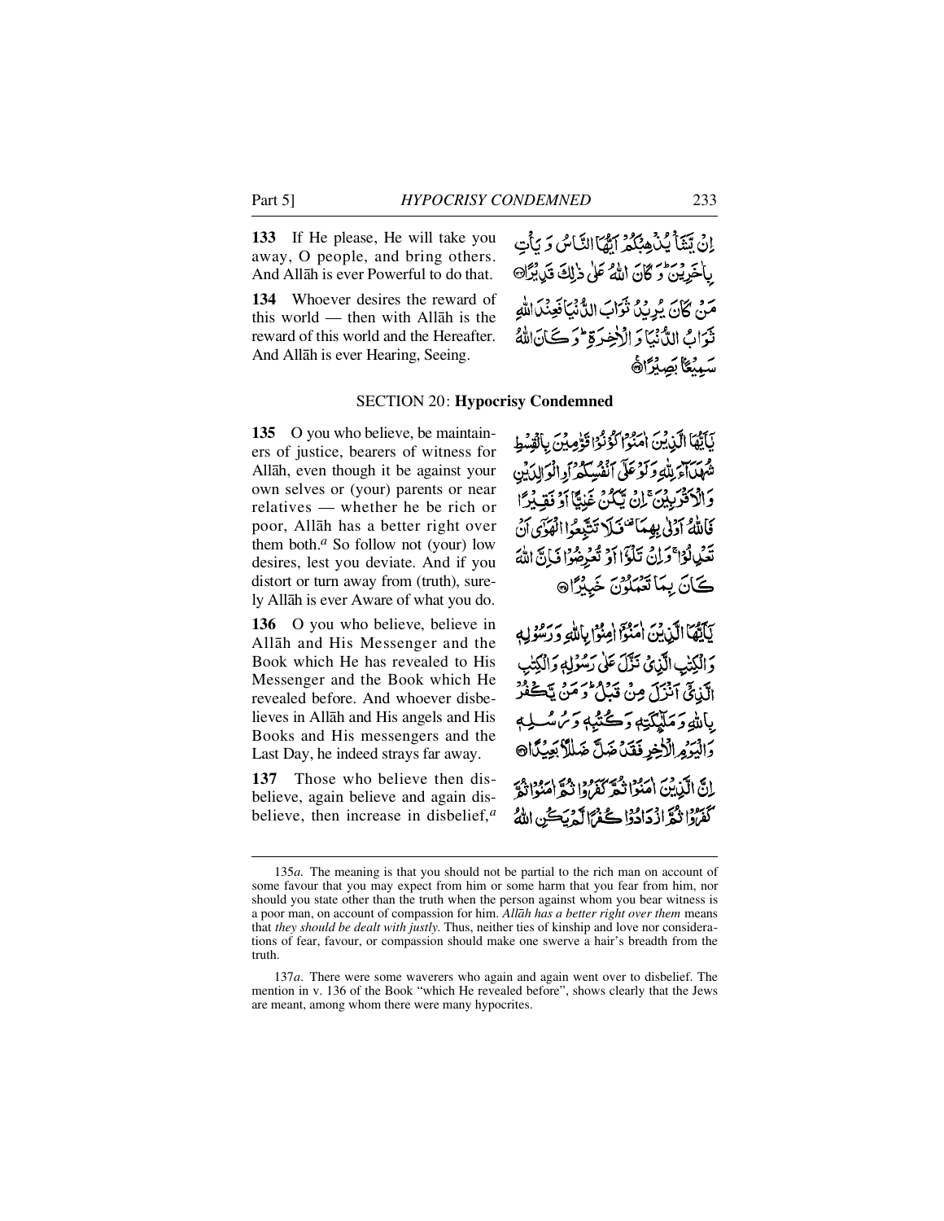**133** If He please, He will take you away, O people, and bring others. And Allāh is ever Powerful to do that.

إِنْ يَشَأْ يُذْهِبْكُمْ أَيُّهَا النَّاسُ وَيَأْتِ بِآخَرِينَ ۚ وَكَانَ اللَّهُ عَلَىٰ ذَٰلِكَ قَدِيرًا

**134** Whoever desires the reward of this world — then with Allāh is the reward of this world and the Hereafter. And Allāh is ever Hearing, Seeing.

مَنْ كَانَ يُرِيدُ ثَوَابَ الدُّنْيَا فَعِنْدَ اللَّهِ ثَوَابُ الدُّنْيَا وَالْآخِرَةِ ۚ وَكَانَ اللَّهُ سَمِيعًا بَصِيرًا

## SECTION 20: **Hypocrisy Condemned**

**135** O you who believe, be maintainers of justice, bearers of witness for Allāh, even though it be against your own selves or (your) parents or near relatives — whether he be rich or poor, Allāh has a better right over them both.[a] So follow not (your) low desires, lest you deviate. And if you distort or turn away from (truth), surely Allāh is ever Aware of what you do.

يَا أَيُّهَا الَّذِينَ آمَنُوا كُونُوا قَوَّامِينَ بِالْقِسْطِ شُهَدَاءَ لِلَّهِ وَلَوْ عَلَىٰ أَنْفُسِكُمْ أَوِ الْوَالِدَيْنِ وَالْأَقْرَبِينَ ۚ إِنْ يَكُنْ غَنِيًّا أَوْ فَقِيرًا فَاللَّهُ أَوْلَىٰ بِهِمَا ۖ فَلَا تَتَّبِعُوا الْهَوَىٰ أَنْ تَعْدِلُوا ۚ وَإِنْ تَلْوُوا أَوْ تُعْرِضُوا فَإِنَّ اللَّهَ كَانَ بِمَا تَعْمَلُونَ خَبِيرًا

**136** O you who believe, believe in Allāh and His Messenger and the Book which He has revealed to His Messenger and the Book which He revealed before. And whoever disbelieves in Allāh and His angels and His Books and His messengers and the Last Day, he indeed strays far away.

يَا أَيُّهَا الَّذِينَ آمَنُوا آمِنُوا بِاللَّهِ وَرَسُولِهِ وَالْكِتَابِ الَّذِي نَزَّلَ عَلَىٰ رَسُولِهِ وَالْكِتَابِ الَّذِي أَنْزَلَ مِنْ قَبْلُ ۚ وَمَنْ يَكْفُرْ بِاللَّهِ وَمَلَائِكَتِهِ وَكُتُبِهِ وَرُسُلِهِ وَالْيَوْمِ الْآخِرِ فَقَدْ ضَلَّ ضَلَالًا بَعِيدًا

**137** Those who believe then disbelieve, again believe and again disbelieve, then increase in disbelief,[a]

إِنَّ الَّذِينَ آمَنُوا ثُمَّ كَفَرُوا ثُمَّ آمَنُوا ثُمَّ كَفَرُوا ثُمَّ ازْدَادُوا كُفْرًا لَمْ يَكُنِ اللَّهُ

---

135*a*. The meaning is that you should not be partial to the rich man on account of some favour that you may expect from him or some harm that you fear from him, nor should you state other than the truth when the person against whom you bear witness is a poor man, on account of compassion for him. *Allāh has a better right over them* means that *they should be dealt with justly*. Thus, neither ties of kinship and love nor considerations of fear, favour, or compassion should make one swerve a hair's breadth from the truth.

137*a*. There were some waverers who again and again went over to disbelief. The mention in v. 136 of the Book "which He revealed before", shows clearly that the Jews are meant, among whom there were many hypocrites.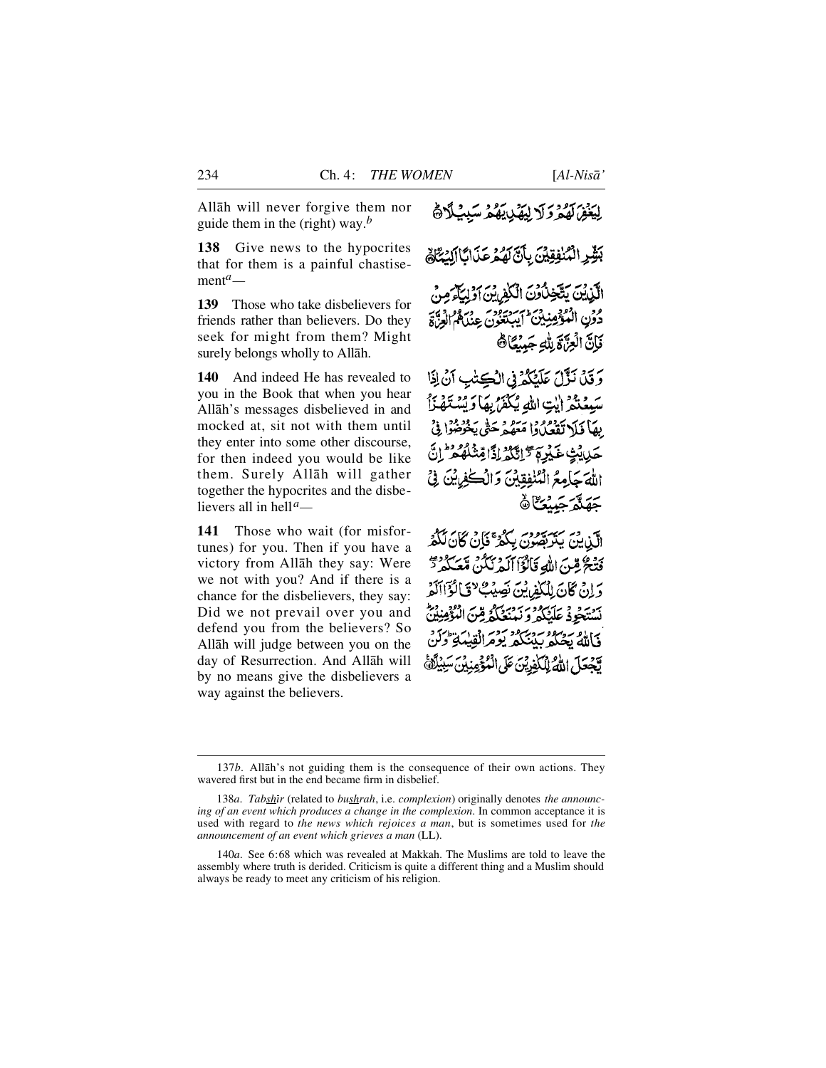Allāh will never forgive them nor guide them in the (right) way.[b]

لِيَغْفِرَ لَهُمْ وَلَا لِيَهْدِيَهُمْ سَبِيلًا

**138** Give news to the hypocrites that for them is a painful chastisement[a]—

بَشِّرِ الْمُنٰفِقِيْنَ بِاَنَّ لَهُمْ عَذَابًا اَلِيْمًا

**139** Those who take disbelievers for friends rather than believers. Do they seek for might from them? Might surely belongs wholly to Allāh.

الَّذِيْنَ يَتَّخِذُوْنَ الْكٰفِرِيْنَ اَوْلِيَآءَ مِنْ دُوْنِ الْمُؤْمِنِيْنَ ؕ اَيَبْتَغُوْنَ عِنْدَهُمُ الْعِزَّةَ فَاِنَّ الْعِزَّةَ لِلّٰهِ جَمِيْعًا

**140** And indeed He has revealed to you in the Book that when you hear Allāh's messages disbelieved in and mocked at, sit not with them until they enter into some other discourse, for then indeed you would be like them. Surely Allāh will gather together the hypocrites and the disbelievers all in hell[a]—

وَقَدْ نَزَّلَ عَلَيْكُمْ فِي الْكِتٰبِ اَنْ اِذَا سَمِعْتُمْ اٰيٰتِ اللّٰهِ يُكْفَرُ بِهَا وَيُسْتَهْزَاُ بِهَا فَلَا تَقْعُدُوْا مَعَهُمْ حَتّٰى يَخُوْضُوْا فِيْ حَدِيْثٍ غَيْرِهٖۤ ۖ اِنَّكُمْ اِذًا مِّثْلُهُمْ ؕ اِنَّ اللّٰهَ جَامِعُ الْمُنٰفِقِيْنَ وَالْكٰفِرِيْنَ فِيْ جَهَنَّمَ جَمِيْعًا

**141** Those who wait (for misfortunes) for you. Then if you have a victory from Allāh they say: Were we not with you? And if there is a chance for the disbelievers, they say: Did we not prevail over you and defend you from the believers? So Allāh will judge between you on the day of Resurrection. And Allāh will by no means give the disbelievers a way against the believers.

الَّذِيْنَ يَتَرَبَّصُوْنَ بِكُمْ ۚ فَاِنْ كَانَ لَكُمْ فَتْحٌ مِّنَ اللّٰهِ قَالُوْۤا اَلَمْ نَكُنْ مَّعَكُمْ ۖ وَاِنْ كَانَ لِلْكٰفِرِيْنَ نَصِيْبٌ ۙ قَالُوْۤا اَلَمْ نَسْتَحْوِذْ عَلَيْكُمْ وَنَمْنَعْكُمْ مِّنَ الْمُؤْمِنِيْنَ ؕ فَاللّٰهُ يَحْكُمُ بَيْنَكُمْ يَوْمَ الْقِيٰمَةِ ؕ وَلَنْ يَّجْعَلَ اللّٰهُ لِلْكٰفِرِيْنَ عَلَى الْمُؤْمِنِيْنَ سَبِيْلًا

---

137*b*. Allāh's not guiding them is the consequence of their own actions. They wavered first but in the end became firm in disbelief.

138*a*. *Tabshīr* (related to *bushrah*, i.e. *complexion*) originally denotes *the announcing of an event which produces a change in the complexion*. In common acceptance it is used with regard to *the news which rejoices a man*, but is sometimes used for *the announcement of an event which grieves a man* (LL).

140*a*. See 6:68 which was revealed at Makkah. The Muslims are told to leave the assembly where truth is derided. Criticism is quite a different thing and a Muslim should always be ready to meet any criticism of his religion.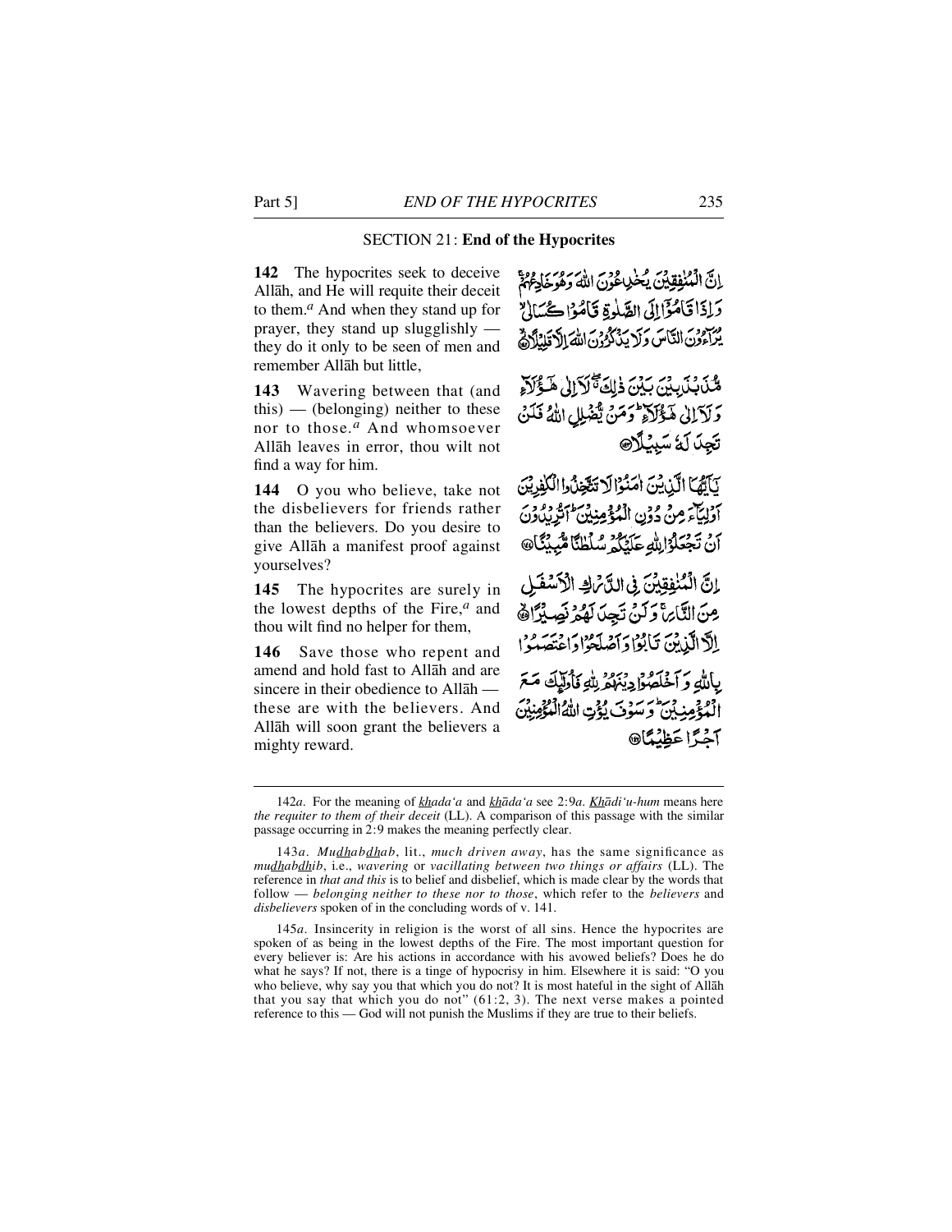## SECTION 21: **End of the Hypocrites**

**142** The hypocrites seek to deceive Allāh, and He will requite their deceit to them.[a] And when they stand up for prayer, they stand up sluggishly — they do it only to be seen of men and remember Allāh but little,

إِنَّ الْمُنٰفِقِيْنَ يُخٰدِعُوْنَ اللّٰهَ وَهُوَ خَادِعُهُمْ ۚ وَإِذَا قَامُوْٓا إِلَى الصَّلٰوةِ قَامُوْا كُسَالٰى ۙ يُرَآءُوْنَ النَّاسَ وَلَا يَذْكُرُوْنَ اللّٰهَ إِلَّا قَلِيْلًا

**143** Wavering between that (and this) — (belonging) neither to these nor to those.[a] And whomsoever Allāh leaves in error, thou wilt not find a way for him.

مُّذَبْذَبِيْنَ بَيْنَ ذٰلِكَ ۖ لَآ إِلٰى هٰٓؤُلَآءِ وَلَآ إِلٰى هٰٓؤُلَآءِ ۚ وَمَنْ يُّضْلِلِ اللّٰهُ فَلَنْ تَجِدَ لَهٗ سَبِيْلًا

**144** O you who believe, take not the disbelievers for friends rather than the believers. Do you desire to give Allāh a manifest proof against yourselves?

يٰٓأَيُّهَا الَّذِيْنَ اٰمَنُوْا لَا تَتَّخِذُوا الْكٰفِرِيْنَ أَوْلِيَآءَ مِنْ دُوْنِ الْمُؤْمِنِيْنَ ۚ أَتُرِيْدُوْنَ أَنْ تَجْعَلُوْا لِلّٰهِ عَلَيْكُمْ سُلْطٰنًا مُّبِيْنًا

**145** The hypocrites are surely in the lowest depths of the Fire,[a] and thou wilt find no helper for them,

إِنَّ الْمُنٰفِقِيْنَ فِى الدَّرْكِ الْأَسْفَلِ مِنَ النَّارِ ۚ وَلَنْ تَجِدَ لَهُمْ نَصِيْرًا

**146** Save those who repent and amend and hold fast to Allāh and are sincere in their obedience to Allāh — these are with the believers. And Allāh will soon grant the believers a mighty reward.

إِلَّا الَّذِيْنَ تَابُوْا وَأَصْلَحُوْا وَاعْتَصَمُوْا بِاللّٰهِ وَأَخْلَصُوْا دِيْنَهُمْ لِلّٰهِ فَأُولٰٓئِكَ مَعَ الْمُؤْمِنِيْنَ ۖ وَسَوْفَ يُؤْتِ اللّٰهُ الْمُؤْمِنِيْنَ أَجْرًا عَظِيْمًا

---

142*a*. For the meaning of *khada'a* and *khāda'a* see 2:9*a*. *Khādi'u-hum* means here *the requiter to them of their deceit* (LL). A comparison of this passage with the similar passage occurring in 2:9 makes the meaning perfectly clear.

143*a*. *Mudhabdhab*, lit., *much driven away*, has the same significance as *mudhabdhib*, i.e., *wavering* or *vacillating between two things or affairs* (LL). The reference in *that and this* is to belief and disbelief, which is made clear by the words that follow — *belonging neither to these nor to those*, which refer to the *believers* and *disbelievers* spoken of in the concluding words of v. 141.

145*a*. Insincerity in religion is the worst of all sins. Hence the hypocrites are spoken of as being in the lowest depths of the Fire. The most important question for every believer is: Are his actions in accordance with his avowed beliefs? Does he do what he says? If not, there is a tinge of hypocrisy in him. Elsewhere it is said: "O you who believe, why say you that which you do not? It is most hateful in the sight of Allāh that you say that which you do not" (61:2, 3). The next verse makes a pointed reference to this — God will not punish the Muslims if they are true to their beliefs.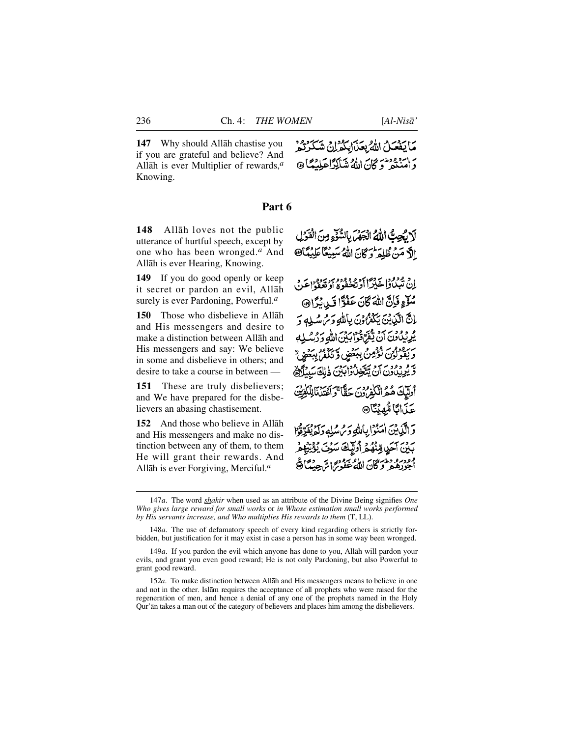**147** Why should Allāh chastise you if you are grateful and believe? And Allāh is ever Multiplier of rewards,[a] Knowing.

مَا يَفْعَلُ اللّٰهُ بِعَذَابِكُمْ اِنْ شَكَرْتُمْ وَ اٰمَنْتُمْ ؕ وَ كَانَ اللّٰهُ شَاكِرًا عَلِيْمًا ﴿۱۴۷﴾

## Part 6

**148** Allāh loves not the public utterance of hurtful speech, except by one who has been wronged.[a] And Allāh is ever Hearing, Knowing.

لَا يُحِبُّ اللّٰهُ الْجَهْرَ بِالسُّوْٓءِ مِنَ الْقَوْلِ اِلَّا مَنْ ظُلِمَ ؕ وَ كَانَ اللّٰهُ سَمِيْعًا عَلِيْمًا ﴿۱۴۸﴾

**149** If you do good openly or keep it secret or pardon an evil, Allāh surely is ever Pardoning, Powerful.[a]

اِنْ تُبْدُوْا خَيْرًا اَوْ تُخْفُوْهُ اَوْ تَعْفُوْا عَنْ سُوْٓءٍ فَاِنَّ اللّٰهَ كَانَ عَفُوًّا قَدِيْرًا ﴿۱۴۹﴾

**150** Those who disbelieve in Allāh and His messengers and desire to make a distinction between Allāh and His messengers and say: We believe in some and disbelieve in others; and desire to take a course in between —

اِنَّ الَّذِيْنَ يَكْفُرُوْنَ بِاللّٰهِ وَ رُسُلِهٖ وَ يُرِيْدُوْنَ اَنْ يُّفَرِّقُوْا بَيْنَ اللّٰهِ وَ رُسُلِهٖ وَ يَقُوْلُوْنَ نُؤْمِنُ بِبَعْضٍ وَّ نَكْفُرُ بِبَعْضٍ ۙ وَّ يُرِيْدُوْنَ اَنْ يَّتَّخِذُوْا بَيْنَ ذٰلِكَ سَبِيْلًا ﴿۱۵۰﴾

**151** These are truly disbelievers; and We have prepared for the disbelievers an abasing chastisement.

اُولٰٓئِكَ هُمُ الْكٰفِرُوْنَ حَقًّا ۚ وَ اَعْتَدْنَا لِلْكٰفِرِيْنَ عَذَابًا مُّهِيْنًا ﴿۱۵۱﴾

**152** And those who believe in Allāh and His messengers and make no distinction between any of them, to them He will grant their rewards. And Allāh is ever Forgiving, Merciful.[a]

وَ الَّذِيْنَ اٰمَنُوْا بِاللّٰهِ وَ رُسُلِهٖ وَ لَمْ يُفَرِّقُوْا بَيْنَ اَحَدٍ مِّنْهُمْ اُولٰٓئِكَ سَوْفَ يُؤْتِيْهِمْ اُجُوْرَهُمْ ؕ وَ كَانَ اللّٰهُ غَفُوْرًا رَّحِيْمًا ﴿۱۵۲﴾

---

147*a*. The word *shākir* when used as an attribute of the Divine Being signifies *One Who gives large reward for small works* or *in Whose estimation small works performed by His servants increase, and Who multiplies His rewards to them* (T, LL).

148*a*. The use of defamatory speech of every kind regarding others is strictly forbidden, but justification for it may exist in case a person has in some way been wronged.

149*a*. If you pardon the evil which anyone has done to you, Allāh will pardon your evils, and grant you even good reward; He is not only Pardoning, but also Powerful to grant good reward.

152*a*. To make distinction between Allāh and His messengers means to believe in one and not in the other. Islām requires the acceptance of all prophets who were raised for the regeneration of men, and hence a denial of any one of the prophets named in the Holy Qur'ān takes a man out of the category of believers and places him among the disbelievers.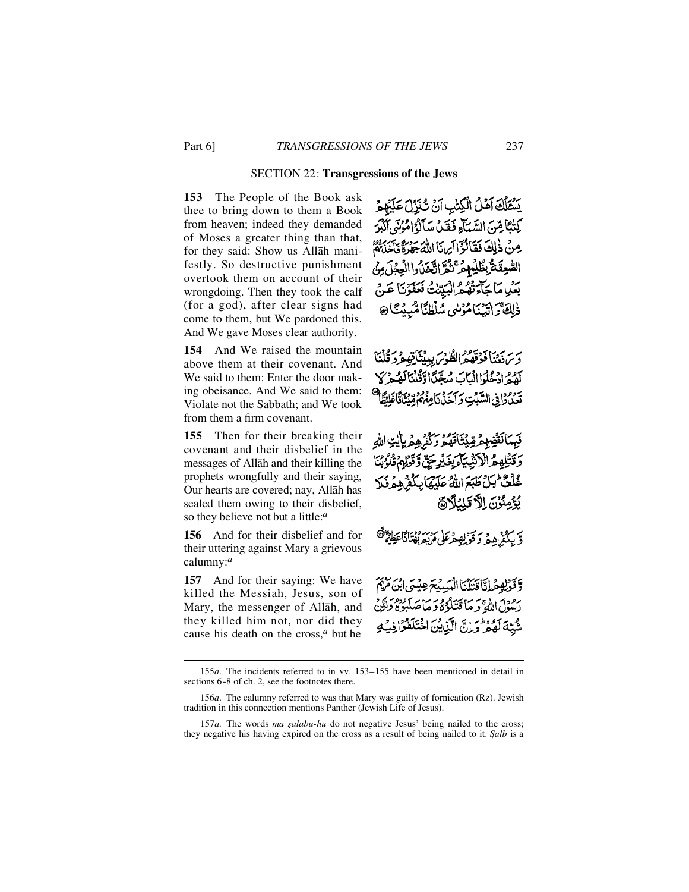SECTION 22: **Transgressions of the Jews**

**153** The People of the Book ask thee to bring down to them a Book from heaven; indeed they demanded of Moses a greater thing than that, for they said: Show us Allāh manifestly. So destructive punishment overtook them on account of their wrongdoing. Then they took the calf (for a god), after clear signs had come to them, but We pardoned this. And We gave Moses clear authority.

يَسْـَٔلُكَ أَهْلُ الْكِتٰبِ أَنْ تُنَزِّلَ عَلَيْهِمْ كِتٰبًا مِّنَ السَّمَآءِ فَقَدْ سَأَلُوْا مُوْسٰٓى أَكْبَرَ مِنْ ذٰلِكَ فَقَالُوْٓا أَرِنَا اللّٰهَ جَهْرَةً فَأَخَذَتْهُمُ الصّٰعِقَةُ بِظُلْمِهِمْ ۚ ثُمَّ اتَّخَذُوا الْعِجْلَ مِنْۢ بَعْدِ مَا جَآءَتْهُمُ الْبَيِّنٰتُ فَعَفَوْنَا عَنْ ذٰلِكَ ۚ وَاٰتَيْنَا مُوْسٰى سُلْطٰنًا مُّبِيْنًا ﴿۱۵۳﴾

**154** And We raised the mountain above them at their covenant. And We said to them: Enter the door making obeisance. And We said to them: Violate not the Sabbath; and We took from them a firm covenant.

وَرَفَعْنَا فَوْقَهُمُ الطُّوْرَ بِمِيْثَاقِهِمْ وَقُلْنَا لَهُمُ ادْخُلُوا الْبَابَ سُجَّدًا وَّقُلْنَا لَهُمْ لَا تَعْدُوْا فِي السَّبْتِ وَأَخَذْنَا مِنْهُمْ مِّيْثَاقًا غَلِيْظًا ﴿۱۵۴﴾

**155** Then for their breaking their covenant and their disbelief in the messages of Allāh and their killing the prophets wrongfully and their saying, Our hearts are covered; nay, Allāh has sealed them owing to their disbelief, so they believe not but a little:[a]

فَبِمَا نَقْضِهِمْ مِّيْثَاقَهُمْ وَكُفْرِهِمْ بِاٰيٰتِ اللّٰهِ وَقَتْلِهِمُ الْأَنْبِيَآءَ بِغَيْرِ حَقٍّ وَّقَوْلِهِمْ قُلُوْبُنَا غُلْفٌ ۚ بَلْ طَبَعَ اللّٰهُ عَلَيْهَا بِكُفْرِهِمْ فَلَا يُؤْمِنُوْنَ إِلَّا قَلِيْلًا ﴿۱۵۵﴾

**156** And for their disbelief and for their uttering against Mary a grievous calumny:[a]

وَّبِكُفْرِهِمْ وَقَوْلِهِمْ عَلٰى مَرْيَمَ بُهْتَانًا عَظِيْمًا ﴿۱۵۶﴾

**157** And for their saying: We have killed the Messiah, Jesus, son of Mary, the messenger of Allāh, and they killed him not, nor did they cause his death on the cross,[a] but he

وَّقَوْلِهِمْ إِنَّا قَتَلْنَا الْمَسِيْحَ عِيْسَى ابْنَ مَرْيَمَ رَسُوْلَ اللّٰهِ ۚ وَمَا قَتَلُوْهُ وَمَا صَلَبُوْهُ وَلٰكِنْ شُبِّهَ لَهُمْ ۚ وَإِنَّ الَّذِيْنَ اخْتَلَفُوْا فِيْهِ

---

155*a*. The incidents referred to in vv. 153–155 have been mentioned in detail in sections 6-8 of ch. 2, see the footnotes there.

156*a*. The calumny referred to was that Mary was guilty of fornication (Rz). Jewish tradition in this connection mentions Panther (Jewish Life of Jesus).

157*a*. The words *mā ṣalabū-hu* do not negative Jesus' being nailed to the cross; they negative his having expired on the cross as a result of being nailed to it. *Ṣalb* is a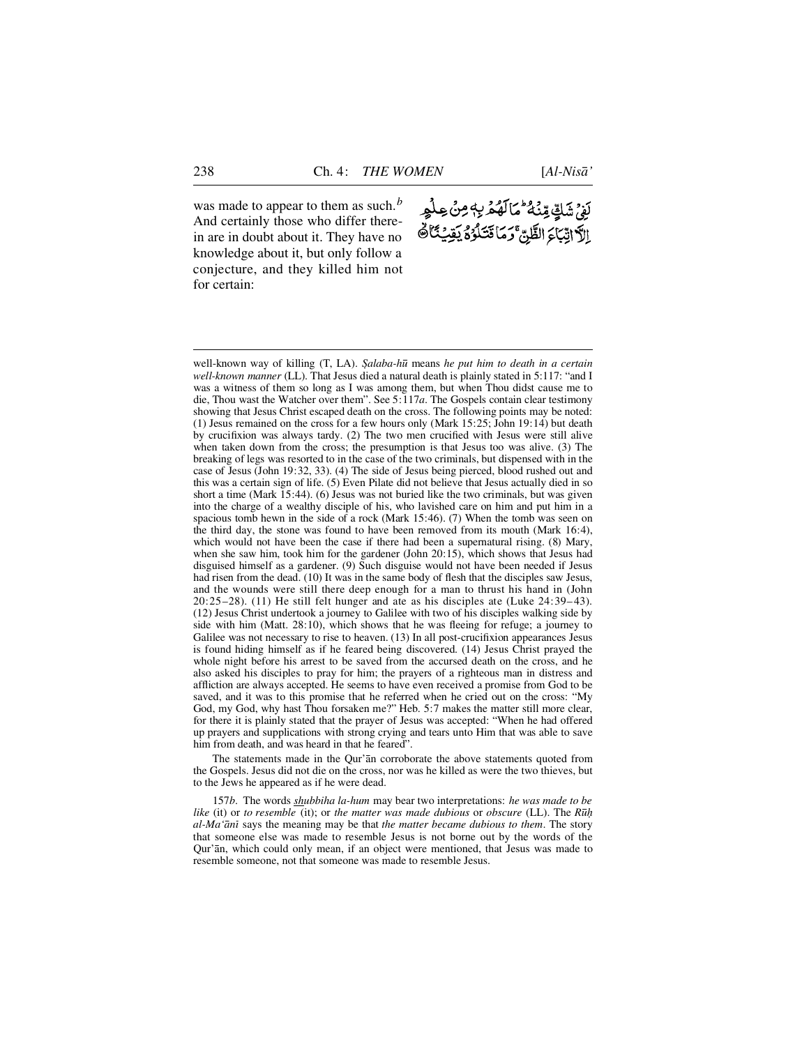was made to appear to them as such.[b] And certainly those who differ therein are in doubt about it. They have no knowledge about it, but only follow a conjecture, and they killed him not for certain:

لَفِیۡ شَکٍّ مِّنۡہُ ؕ مَا لَہُمۡ بِہٖ مِنۡ عِلۡمٍ اِلَّا اتِّبَاعَ الظَّنِّ ۚ وَ مَا قَتَلُوۡہُ یَقِیۡنًۢا ﴿۱۵۷﴾

---

well-known way of killing (T, LA). *Ṣalaba-hū* means *he put him to death in a certain well-known manner* (LL). That Jesus died a natural death is plainly stated in 5:117: "and I was a witness of them so long as I was among them, but when Thou didst cause me to die, Thou wast the Watcher over them". See 5:117*a*. The Gospels contain clear testimony showing that Jesus Christ escaped death on the cross. The following points may be noted: (1) Jesus remained on the cross for a few hours only (Mark 15:25; John 19:14) but death by crucifixion was always tardy. (2) The two men crucified with Jesus were still alive when taken down from the cross; the presumption is that Jesus too was alive. (3) The breaking of legs was resorted to in the case of the two criminals, but dispensed with in the case of Jesus (John 19:32, 33). (4) The side of Jesus being pierced, blood rushed out and this was a certain sign of life. (5) Even Pilate did not believe that Jesus actually died in so short a time (Mark 15:44). (6) Jesus was not buried like the two criminals, but was given into the charge of a wealthy disciple of his, who lavished care on him and put him in a spacious tomb hewn in the side of a rock (Mark 15:46). (7) When the tomb was seen on the third day, the stone was found to have been removed from its mouth (Mark 16:4), which would not have been the case if there had been a supernatural rising. (8) Mary, when she saw him, took him for the gardener (John 20:15), which shows that Jesus had disguised himself as a gardener. (9) Such disguise would not have been needed if Jesus had risen from the dead. (10) It was in the same body of flesh that the disciples saw Jesus, and the wounds were still there deep enough for a man to thrust his hand in (John 20:25–28). (11) He still felt hunger and ate as his disciples ate (Luke 24:39–43). (12) Jesus Christ undertook a journey to Galilee with two of his disciples walking side by side with him (Matt. 28:10), which shows that he was fleeing for refuge; a journey to Galilee was not necessary to rise to heaven. (13) In all post-crucifixion appearances Jesus is found hiding himself as if he feared being discovered. (14) Jesus Christ prayed the whole night before his arrest to be saved from the accursed death on the cross, and he also asked his disciples to pray for him; the prayers of a righteous man in distress and affliction are always accepted. He seems to have even received a promise from God to be saved, and it was to this promise that he referred when he cried out on the cross: "My God, my God, why hast Thou forsaken me?" Heb. 5:7 makes the matter still more clear, for there it is plainly stated that the prayer of Jesus was accepted: "When he had offered up prayers and supplications with strong crying and tears unto Him that was able to save him from death, and was heard in that he feared".

The statements made in the Qur'ān corroborate the above statements quoted from the Gospels. Jesus did not die on the cross, nor was he killed as were the two thieves, but to the Jews he appeared as if he were dead.

157*b*. The words *shubbiha la-hum* may bear two interpretations: *he was made to be like* (it) or *to resemble* (it); or *the matter was made dubious* or *obscure* (LL). The *Rūḥ al-Ma'ānī* says the meaning may be that *the matter became dubious to them*. The story that someone else was made to resemble Jesus is not borne out by the words of the Qur'ān, which could only mean, if an object were mentioned, that Jesus was made to resemble someone, not that someone was made to resemble Jesus.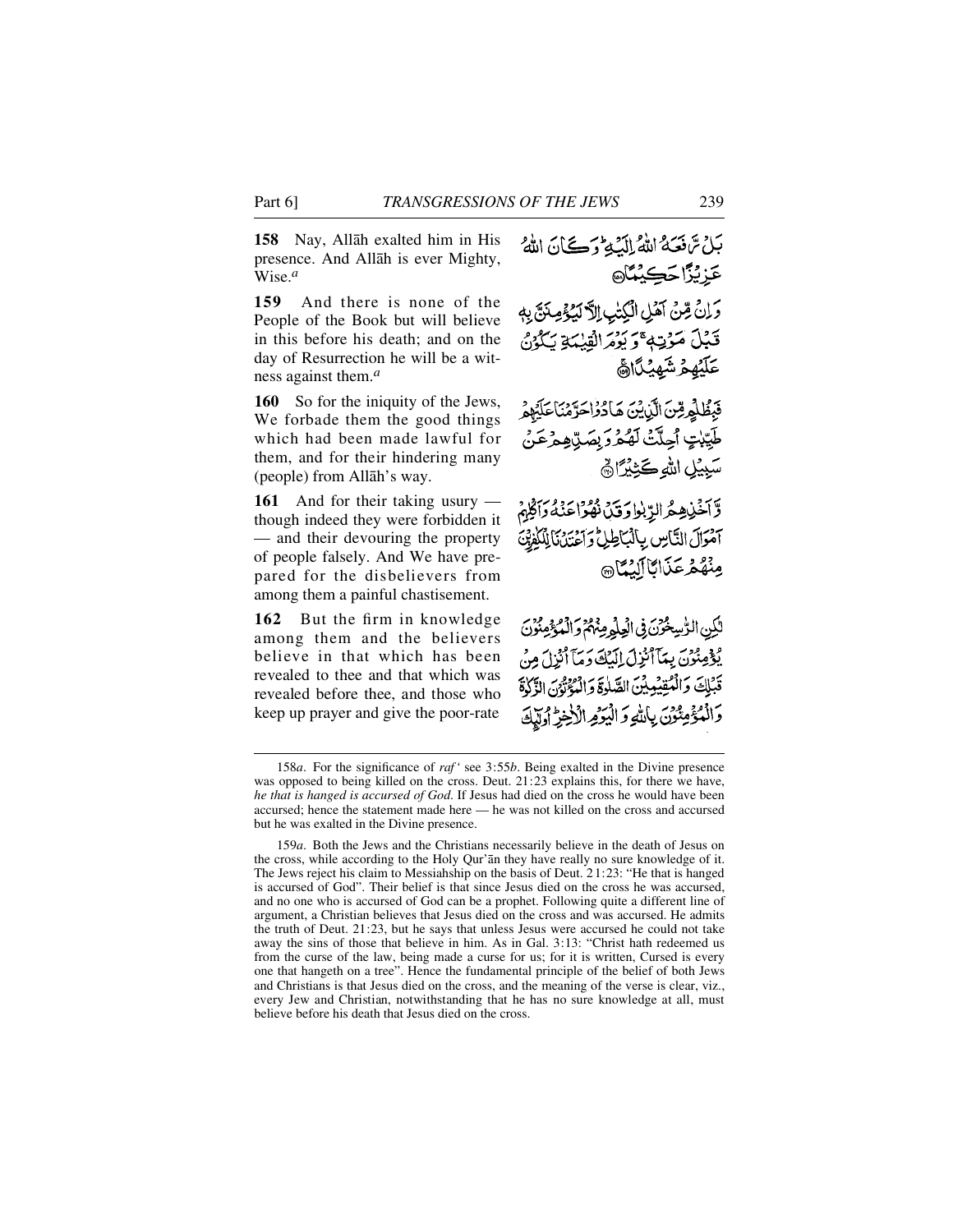**158** Nay, Allāh exalted him in His presence. And Allāh is ever Mighty, Wise.[a]

بَلْ رَّفَعَهُ اللّٰهُ اِلَيْهِ ؕ وَكَانَ اللّٰهُ عَزِيْزًا حَكِيْمًا ﴿۱۵۸﴾

**159** And there is none of the People of the Book but will believe in this before his death; and on the day of Resurrection he will be a witness against them.[a]

وَاِنْ مِّنْ اَهْلِ الْكِتٰبِ اِلَّا لَيُؤْمِنَنَّ بِهٖ قَبْلَ مَوْتِهٖ ۚ وَيَوْمَ الْقِيٰمَةِ يَكُوْنُ عَلَيْهِمْ شَهِيْدًا ﴿۱۵۹﴾

**160** So for the iniquity of the Jews, We forbade them the good things which had been made lawful for them, and for their hindering many (people) from Allāh's way.

فَبِظُلْمٍ مِّنَ الَّذِيْنَ هَادُوْا حَرَّمْنَا عَلَيْهِمْ طَيِّبٰتٍ اُحِلَّتْ لَهُمْ وَبِصَدِّهِمْ عَنْ سَبِيْلِ اللّٰهِ كَثِيْرًا ﴿۱۶۰﴾

**161** And for their taking usury — though indeed they were forbidden it — and their devouring the property of people falsely. And We have prepared for the disbelievers from among them a painful chastisement.

وَّاَخْذِهِمُ الرِّبٰوا وَقَدْ نُهُوْا عَنْهُ وَاَكْلِهِمْ اَمْوَالَ النَّاسِ بِالْبَاطِلِ ؕ وَاَعْتَدْنَا لِلْكٰفِرِيْنَ مِنْهُمْ عَذَابًا اَلِيْمًا ﴿۱۶۱﴾

**162** But the firm in knowledge among them and the believers believe in that which has been revealed to thee and that which was revealed before thee, and those who keep up prayer and give the poor-rate

لٰكِنِ الرّٰسِخُوْنَ فِى الْعِلْمِ مِنْهُمْ وَالْمُؤْمِنُوْنَ يُؤْمِنُوْنَ بِمَاۤ اُنْزِلَ اِلَيْكَ وَمَاۤ اُنْزِلَ مِنْ قَبْلِكَ وَالْمُقِيْمِيْنَ الصَّلٰوةَ وَالْمُؤْتُوْنَ الزَّكٰوةَ وَالْمُؤْمِنُوْنَ بِاللّٰهِ وَالْيَوْمِ الْاٰخِرِ ؕ اُولٰٓئِكَ

---

158*a*. For the significance of *raf'* see 3:55*b*. Being exalted in the Divine presence was opposed to being killed on the cross. Deut. 21:23 explains this, for there we have, *he that is hanged is accursed of God*. If Jesus had died on the cross he would have been accursed; hence the statement made here — he was not killed on the cross and accursed but he was exalted in the Divine presence.

159*a*. Both the Jews and the Christians necessarily believe in the death of Jesus on the cross, while according to the Holy Qur'ān they have really no sure knowledge of it. The Jews reject his claim to Messiahship on the basis of Deut. 21:23: "He that is hanged is accursed of God". Their belief is that since Jesus died on the cross he was accursed, and no one who is accursed of God can be a prophet. Following quite a different line of argument, a Christian believes that Jesus died on the cross and was accursed. He admits the truth of Deut. 21:23, but he says that unless Jesus were accursed he could not take away the sins of those that believe in him. As in Gal. 3:13: "Christ hath redeemed us from the curse of the law, being made a curse for us; for it is written, Cursed is every one that hangeth on a tree". Hence the fundamental principle of the belief of both Jews and Christians is that Jesus died on the cross, and the meaning of the verse is clear, viz., every Jew and Christian, notwithstanding that he has no sure knowledge at all, must believe before his death that Jesus died on the cross.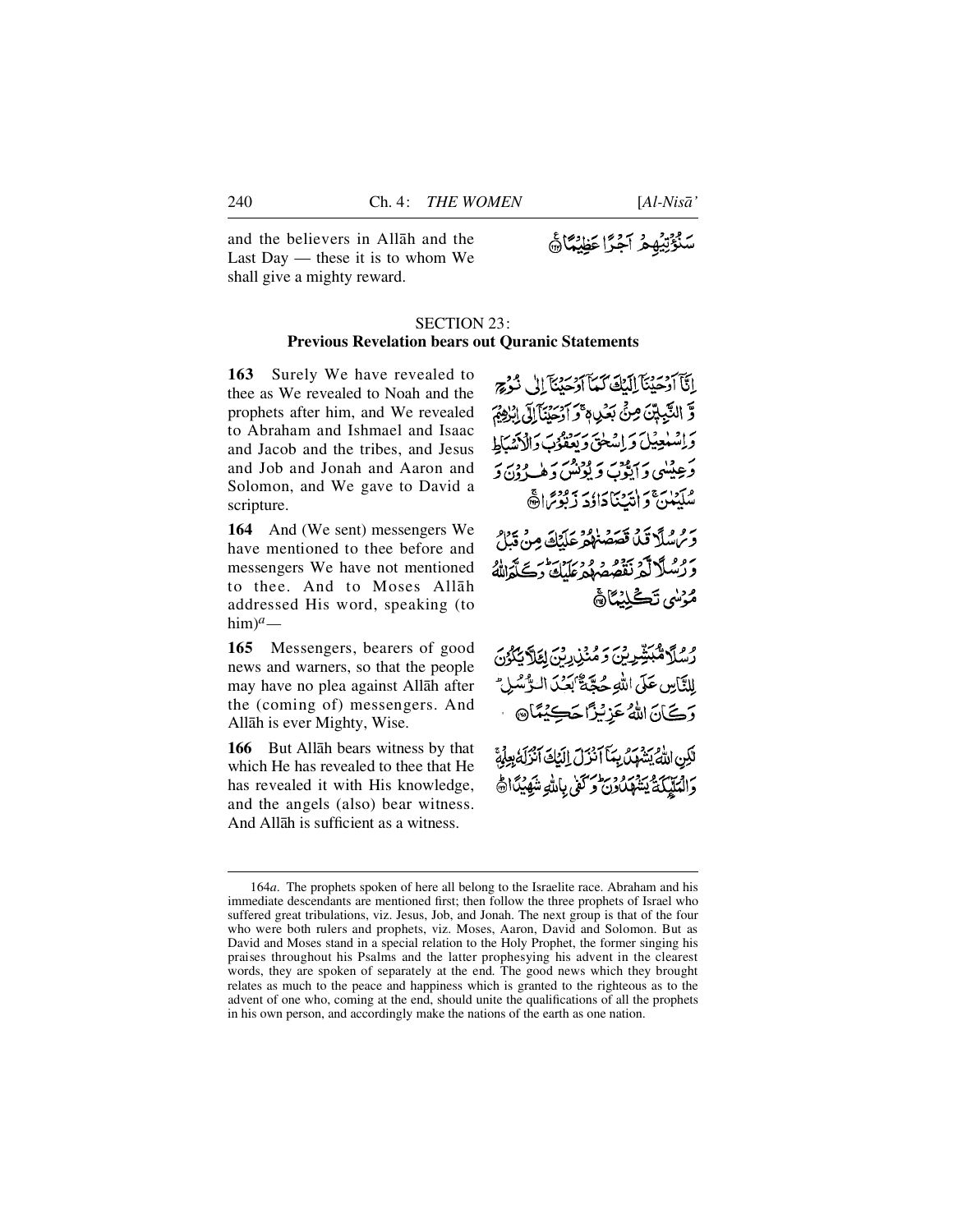and the believers in Allāh and the Last Day — these it is to whom We shall give a mighty reward.

سَنُؤْتِيْهِمْ اَجْرًا عَظِيْمًا ﴿١٦٢﴾

## SECTION 23: Previous Revelation bears out Quranic Statements

**163** Surely We have revealed to thee as We revealed to Noah and the prophets after him, and We revealed to Abraham and Ishmael and Isaac and Jacob and the tribes, and Jesus and Job and Jonah and Aaron and Solomon, and We gave to David a scripture.

اِنَّآ اَوْحَيْنَآ اِلَيْكَ كَمَآ اَوْحَيْنَآ اِلٰى نُوْحٍ وَّ النَّبِيّٖنَ مِنْۢ بَعْدِهٖ ۚ وَ اَوْحَيْنَآ اِلٰٓى اِبْرٰهِيْمَ وَ اِسْمٰعِيْلَ وَ اِسْحٰقَ وَ يَعْقُوْبَ وَ الْاَسْبَاطِ وَ عِيْسٰى وَ اَيُّوْبَ وَ يُوْنُسَ وَ هٰرُوْنَ وَ سُلَيْمٰنَ ۚ وَ اٰتَيْنَا دَاوٗدَ زَبُوْرًا ﴿١٦٣﴾

**164** And (We sent) messengers We have mentioned to thee before and messengers We have not mentioned to thee. And to Moses Allāh addressed His word, speaking (to him)[a]—

وَ رُسُلًا قَدْ قَصَصْنٰهُمْ عَلَيْكَ مِنْ قَبْلُ وَ رُسُلًا لَّمْ نَقْصُصْهُمْ عَلَيْكَ ؕ وَ كَلَّمَ اللّٰهُ مُوْسٰى تَكْلِيْمًا ﴿١٦٤﴾

**165** Messengers, bearers of good news and warners, so that the people may have no plea against Allāh after the (coming of) messengers. And Allāh is ever Mighty, Wise.

رُسُلًا مُّبَشِّرِيْنَ وَ مُنْذِرِيْنَ لِئَلَّا يَكُوْنَ لِلنَّاسِ عَلَى اللّٰهِ حُجَّةٌۢ بَعْدَ الرُّسُلِ ؕ وَ كَانَ اللّٰهُ عَزِيْزًا حَكِيْمًا ﴿١٦٥﴾

**166** But Allāh bears witness by that which He has revealed to thee that He has revealed it with His knowledge, and the angels (also) bear witness. And Allāh is sufficient as a witness.

لٰكِنِ اللّٰهُ يَشْهَدُ بِمَآ اَنْزَلَ اِلَيْكَ اَنْزَلَهٗ بِعِلْمِهٖ ۚ وَ الْمَلٰٓئِكَةُ يَشْهَدُوْنَ ؕ وَ كَفٰى بِاللّٰهِ شَهِيْدًا ﴿١٦٦﴾

---

164*a*. The prophets spoken of here all belong to the Israelite race. Abraham and his immediate descendants are mentioned first; then follow the three prophets of Israel who suffered great tribulations, viz. Jesus, Job, and Jonah. The next group is that of the four who were both rulers and prophets, viz. Moses, Aaron, David and Solomon. But as David and Moses stand in a special relation to the Holy Prophet, the former singing his praises throughout his Psalms and the latter prophesying his advent in the clearest words, they are spoken of separately at the end. The good news which they brought relates as much to the peace and happiness which is granted to the righteous as to the advent of one who, coming at the end, should unite the qualifications of all the prophets in his own person, and accordingly make the nations of the earth as one nation.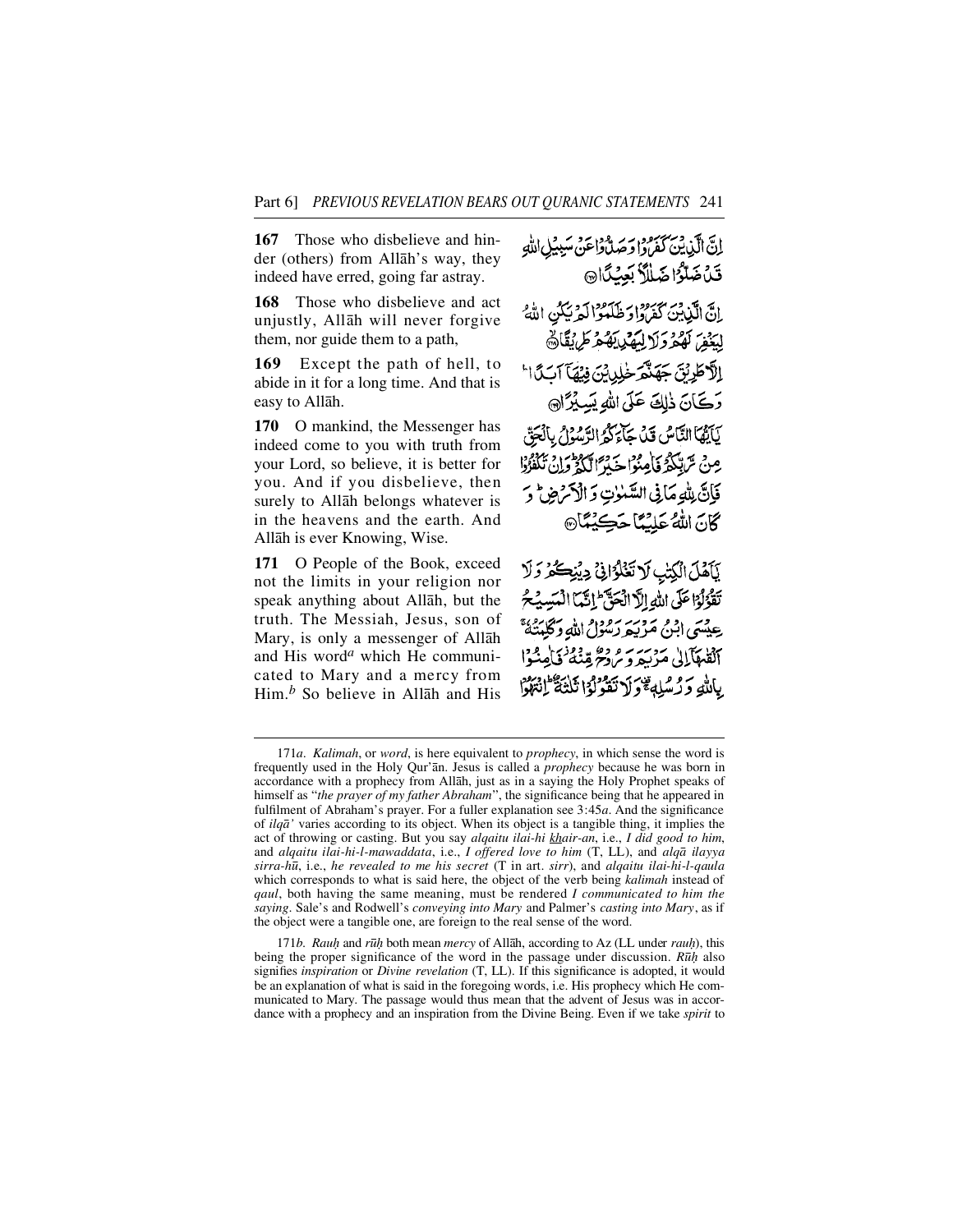**167** Those who disbelieve and hinder (others) from Allāh's way, they indeed have erred, going far astray.

إِنَّ الَّذِينَ كَفَرُوا وَصَدُّوا عَنْ سَبِيلِ اللَّهِ قَدْ ضَلُّوا ضَلَالًا بَعِيدًا

**168** Those who disbelieve and act unjustly, Allāh will never forgive them, nor guide them to a path,

إِنَّ الَّذِينَ كَفَرُوا وَظَلَمُوا لَمْ يَكُنِ اللَّهُ لِيَغْفِرَ لَهُمْ وَلَا لِيَهْدِيَهُمْ طَرِيقًا

**169** Except the path of hell, to abide in it for a long time. And that is easy to Allāh.

إِلَّا طَرِيقَ جَهَنَّمَ خَالِدِينَ فِيهَا أَبَدًا ۚ وَكَانَ ذَٰلِكَ عَلَى اللَّهِ يَسِيرًا

**170** O mankind, the Messenger has indeed come to you with truth from your Lord, so believe, it is better for you. And if you disbelieve, then surely to Allāh belongs whatever is in the heavens and the earth. And Allāh is ever Knowing, Wise.

يَا أَيُّهَا النَّاسُ قَدْ جَاءَكُمُ الرَّسُولُ بِالْحَقِّ مِنْ رَبِّكُمْ فَآمِنُوا خَيْرًا لَكُمْ ۚ وَإِنْ تَكْفُرُوا فَإِنَّ لِلَّهِ مَا فِي السَّمَاوَاتِ وَالْأَرْضِ ۚ وَكَانَ اللَّهُ عَلِيمًا حَكِيمًا

**171** O People of the Book, exceed not the limits in your religion nor speak anything about Allāh, but the truth. The Messiah, Jesus, son of Mary, is only a messenger of Allāh and His word[a] which He communicated to Mary and a mercy from Him.[b] So believe in Allāh and His

يَا أَهْلَ الْكِتَابِ لَا تَغْلُوا فِي دِينِكُمْ وَلَا تَقُولُوا عَلَى اللَّهِ إِلَّا الْحَقَّ ۚ إِنَّمَا الْمَسِيحُ عِيسَى ابْنُ مَرْيَمَ رَسُولُ اللَّهِ وَكَلِمَتُهُ أَلْقَاهَا إِلَىٰ مَرْيَمَ وَرُوحٌ مِنْهُ ۖ فَآمِنُوا بِاللَّهِ وَرُسُلِهِ ۖ وَلَا تَقُولُوا ثَلَاثَةٌ ۚ انْتَهُوا

---

171*a*. *Kalimah*, or *word*, is here equivalent to *prophecy*, in which sense the word is frequently used in the Holy Qur'ān. Jesus is called a *prophecy* because he was born in accordance with a prophecy from Allāh, just as in a saying the Holy Prophet speaks of himself as "*the prayer of my father Abraham*", the significance being that he appeared in fulfilment of Abraham's prayer. For a fuller explanation see 3:45*a*. And the significance of *ilqā'* varies according to its object. When its object is a tangible thing, it implies the act of throwing or casting. But you say *alqaitu ilai-hi khair-an*, i.e., *I did good to him*, and *alqaitu ilai-hi-l-mawaddata*, i.e., *I offered love to him* (T, LL), and *alqā ilayya sirra-hū*, i.e., *he revealed to me his secret* (T in art. *sirr*), and *alqaitu ilai-hi-l-qaula* which corresponds to what is said here, the object of the verb being *kalimah* instead of *qaul*, both having the same meaning, must be rendered *I communicated to him the saying*. Sale's and Rodwell's *conveying into Mary* and Palmer's *casting into Mary*, as if the object were a tangible one, are foreign to the real sense of the word.

171*b*. *Rauḥ* and *rūḥ* both mean *mercy* of Allāh, according to Az (LL under *rauḥ*), this being the proper significance of the word in the passage under discussion. *Rūḥ* also signifies *inspiration* or *Divine revelation* (T, LL). If this significance is adopted, it would be an explanation of what is said in the foregoing words, i.e. His prophecy which He communicated to Mary. The passage would thus mean that the advent of Jesus was in accordance with a prophecy and an inspiration from the Divine Being. Even if we take *spirit* to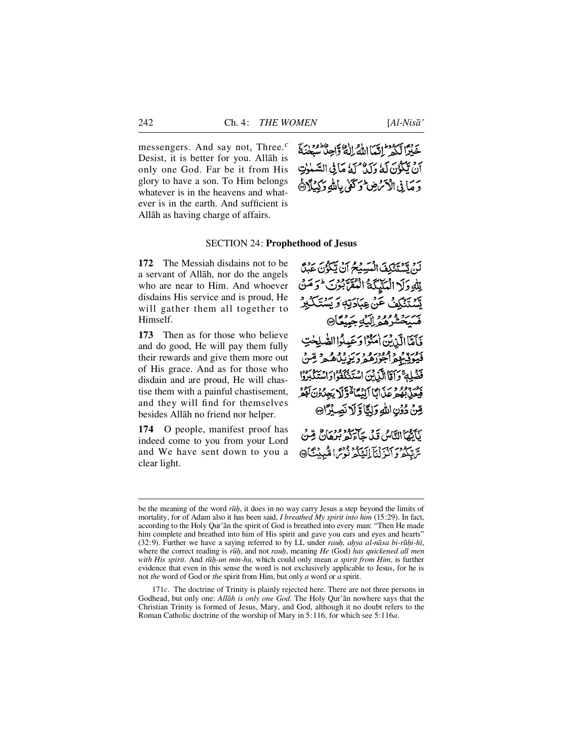messengers. And say not, Three.[c] Desist, it is better for you. Allāh is only one God. Far be it from His glory to have a son. To Him belongs whatever is in the heavens and whatever is in the earth. And sufficient is Allāh as having charge of affairs.

خَيْرًا لَّكُمْ ؕ اِنَّمَا اللّٰهُ اِلٰهٌ وَّاحِدٌ ؕ سُبْحٰنَهٗۤ اَنْ يَّكُوْنَ لَهٗ وَلَدٌ ۘ لَهٗ مَا فِى السَّمٰوٰتِ وَمَا فِى الْاَرْضِ ؕ وَكَفٰى بِاللّٰهِ وَكِيْلًا ﴿۱۷۱﴾

## SECTION 24: **Prophethood of Jesus**

**172** The Messiah disdains not to be a servant of Allāh, nor do the angels who are near to Him. And whoever disdains His service and is proud, He will gather them all together to Himself.

لَنْ يَّسْتَنْكِفَ الْمَسِيْحُ اَنْ يَّكُوْنَ عَبْدًا لِّلّٰهِ وَلَا الْمَلٰٓئِكَةُ الْمُقَرَّبُوْنَ ؕ وَمَنْ يَّسْتَنْكِفْ عَنْ عِبَادَتِهٖ وَيَسْتَكْبِرْ فَسَيَحْشُرُهُمْ اِلَيْهِ جَمِيْعًا ﴿۱۷۲﴾

**173** Then as for those who believe and do good, He will pay them fully their rewards and give them more out of His grace. And as for those who disdain and are proud, He will chastise them with a painful chastisement, and they will find for themselves besides Allāh no friend nor helper.

فَاَمَّا الَّذِيْنَ اٰمَنُوْا وَعَمِلُوا الصّٰلِحٰتِ فَيُوَفِّيْهِمْ اُجُوْرَهُمْ وَيَزِيْدُهُمْ مِّنْ فَضْلِهٖ ۚ وَاَمَّا الَّذِيْنَ اسْتَنْكَفُوْا وَاسْتَكْبَرُوْا فَيُعَذِّبُهُمْ عَذَابًا اَلِيْمًا ۙ وَّلَا يَجِدُوْنَ لَهُمْ مِّنْ دُوْنِ اللّٰهِ وَلِيًّا وَّلَا نَصِيْرًا ﴿۱۷۳﴾

**174** O people, manifest proof has indeed come to you from your Lord and We have sent down to you a clear light.

يٰۤاَيُّهَا النَّاسُ قَدْ جَآءَكُمْ بُرْهَانٌ مِّنْ رَّبِّكُمْ وَاَنْزَلْنَاۤ اِلَيْكُمْ نُوْرًا مُّبِيْنًا ﴿۱۷۴﴾

---

be the meaning of the word *rūḥ*, it does in no way carry Jesus a step beyond the limits of mortality, for of Adam also it has been said, *I breathed My spirit into him* (15:29). In fact, according to the Holy Qur'ān the spirit of God is breathed into every man: "Then He made him complete and breathed into him of His spirit and gave you ears and eyes and hearts" (32:9). Further we have a saying referred to by LL under *rauḥ, aḥya al-nāsa bi-rūḥi-hī*, where the correct reading is *rūḥ*, and not *rauḥ*, meaning *He* (God) *has quickened all men with His spirit*. And *rūḥ-un min-hu*, which could only mean *a spirit from Him*, is further evidence that even in this sense the word is not exclusively applicable to Jesus, for he is not *the* word of God or *the* spirit from Him, but only *a* word or *a* spirit.

171*c*. The doctrine of Trinity is plainly rejected here. There are not three persons in Godhead, but only one: *Allāh is only one God*. The Holy Qur'ān nowhere says that the Christian Trinity is formed of Jesus, Mary, and God, although it no doubt refers to the Roman Catholic doctrine of the worship of Mary in 5:116, for which see 5:116*a*.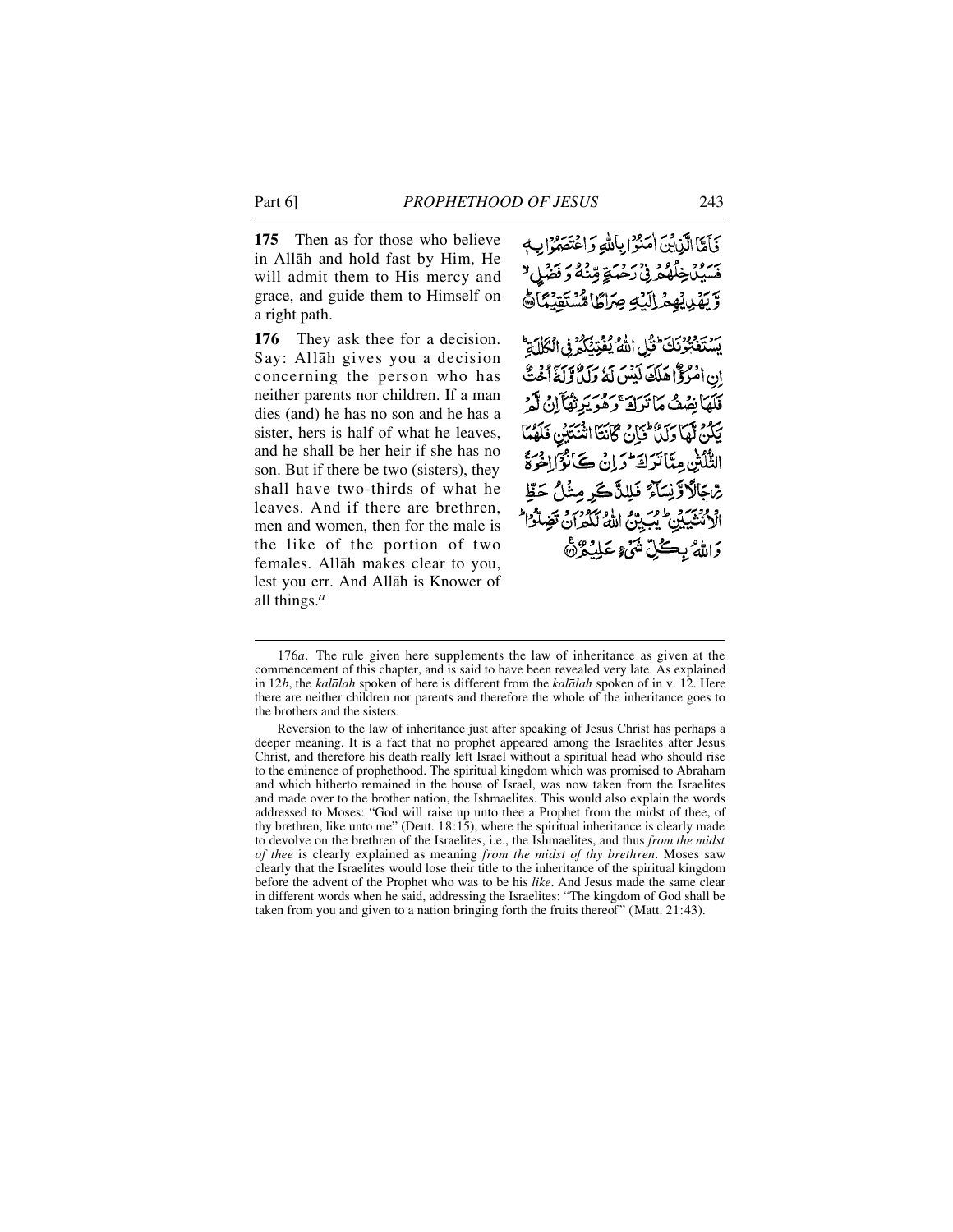**175** Then as for those who believe in Allāh and hold fast by Him, He will admit them to His mercy and grace, and guide them to Himself on a right path.

فَاَمَّا الَّذِيْنَ اٰمَنُوْا بِاللّٰهِ وَ اعْتَصَمُوْا بِهٖ فَسَيُدْخِلُهُمْ فِيْ رَحْمَةٍ مِّنْهُ وَ فَضْلٍ ۙ وَّ يَهْدِيْهِمْ اِلَيْهِ صِرَاطًا مُّسْتَقِيْمًا ﴿۱۷۵﴾

**176** They ask thee for a decision. Say: Allāh gives you a decision concerning the person who has neither parents nor children. If a man dies (and) he has no son and he has a sister, hers is half of what he leaves, and he shall be her heir if she has no son. But if there be two (sisters), they shall have two-thirds of what he leaves. And if there are brethren, men and women, then for the male is the like of the portion of two females. Allāh makes clear to you, lest you err. And Allāh is Knower of all things.[a]

يَسْتَفْتُوْنَكَ ؕ قُلِ اللّٰهُ يُفْتِيْكُمْ فِي الْكَلٰلَةِ ؕ اِنِ امْرُؤٌا هَلَكَ لَيْسَ لَهٗ وَلَدٌ وَّ لَهٗۤ اُخْتٌ فَلَهَا نِصْفُ مَا تَرَكَ ۚ وَ هُوَ يَرِثُهَاۤ اِنْ لَّمْ يَكُنْ لَّهَا وَلَدٌ ؕ فَاِنْ كَانَتَا اثْنَتَيْنِ فَلَهُمَا الثُّلُثٰنِ مِمَّا تَرَكَ ؕ وَ اِنْ كَانُوْۤا اِخْوَةً رِّجَالًا وَّ نِسَآءً فَلِلذَّكَرِ مِثْلُ حَظِّ الْاُنْثَيَيْنِ ؕ يُبَيِّنُ اللّٰهُ لَكُمْ اَنْ تَضِلُّوْا ؕ وَ اللّٰهُ بِكُلِّ شَيْءٍ عَلِيْمٌ ﴿۱۷۶﴾

---

176*a*. The rule given here supplements the law of inheritance as given at the commencement of this chapter, and is said to have been revealed very late. As explained in 12*b*, the *kalālah* spoken of here is different from the *kalālah* spoken of in v. 12. Here there are neither children nor parents and therefore the whole of the inheritance goes to the brothers and the sisters.

Reversion to the law of inheritance just after speaking of Jesus Christ has perhaps a deeper meaning. It is a fact that no prophet appeared among the Israelites after Jesus Christ, and therefore his death really left Israel without a spiritual head who should rise to the eminence of prophethood. The spiritual kingdom which was promised to Abraham and which hitherto remained in the house of Israel, was now taken from the Israelites and made over to the brother nation, the Ishmaelites. This would also explain the words addressed to Moses: "God will raise up unto thee a Prophet from the midst of thee, of thy brethren, like unto me" (Deut. 18:15), where the spiritual inheritance is clearly made to devolve on the brethren of the Israelites, i.e., the Ishmaelites, and thus *from the midst of thee* is clearly explained as meaning *from the midst of thy brethren*. Moses saw clearly that the Israelites would lose their title to the inheritance of the spiritual kingdom before the advent of the Prophet who was to be his *like*. And Jesus made the same clear in different words when he said, addressing the Israelites: "The kingdom of God shall be taken from you and given to a nation bringing forth the fruits thereof" (Matt. 21:43).